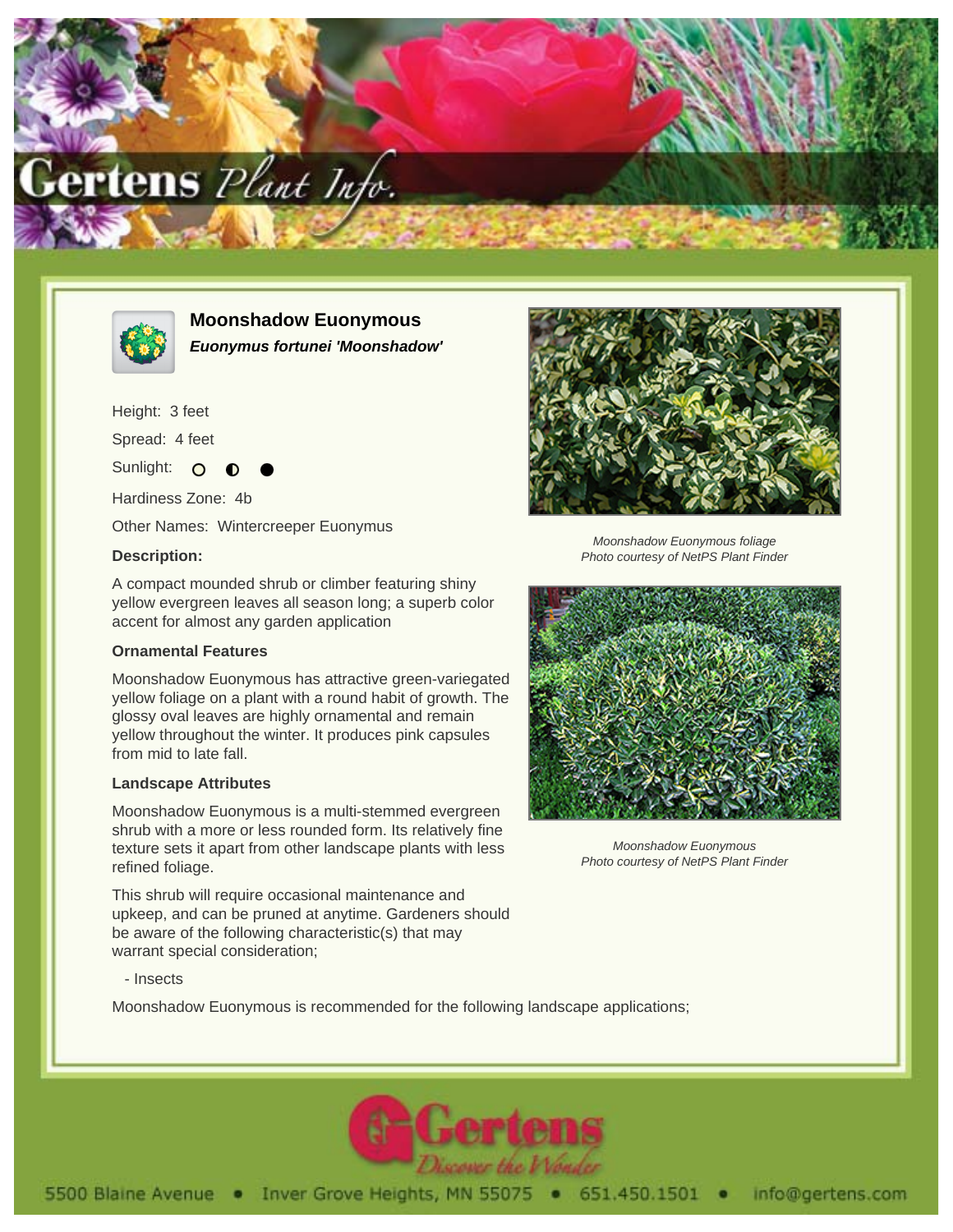# Moonshadow Euonymous

***Euonymus fortunei 'Moonshadow'***

Height: 3 feet

Spread: 4 feet

Sunlight: ○ ◐ ●

Hardiness Zone: 4b

Other Names: Wintercreeper Euonymus

### Description:

A compact mounded shrub or climber featuring shiny yellow evergreen leaves all season long; a superb color accent for almost any garden application

### Ornamental Features

Moonshadow Euonymous has attractive green-variegated yellow foliage on a plant with a round habit of growth. The glossy oval leaves are highly ornamental and remain yellow throughout the winter. It produces pink capsules from mid to late fall.

### Landscape Attributes

Moonshadow Euonymous is a multi-stemmed evergreen shrub with a more or less rounded form. Its relatively fine texture sets it apart from other landscape plants with less refined foliage.

This shrub will require occasional maintenance and upkeep, and can be pruned at anytime. Gardeners should be aware of the following characteristic(s) that may warrant special consideration;

- Insects

Moonshadow Euonymous is recommended for the following landscape applications;

*Moonshadow Euonymous foliage*
*Photo courtesy of NetPS Plant Finder*

*Moonshadow Euonymous*
*Photo courtesy of NetPS Plant Finder*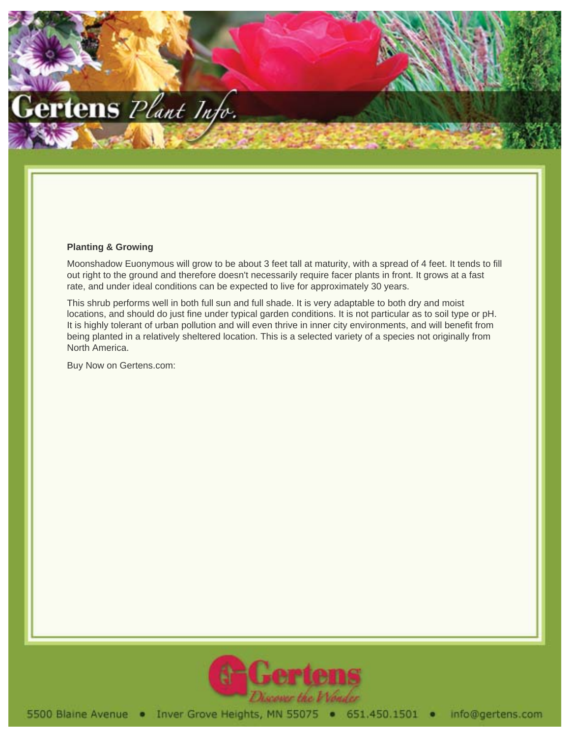### Planting & Growing

Moonshadow Euonymous will grow to be about 3 feet tall at maturity, with a spread of 4 feet. It tends to fill out right to the ground and therefore doesn't necessarily require facer plants in front. It grows at a fast rate, and under ideal conditions can be expected to live for approximately 30 years.

This shrub performs well in both full sun and full shade. It is very adaptable to both dry and moist locations, and should do just fine under typical garden conditions. It is not particular as to soil type or pH. It is highly tolerant of urban pollution and will even thrive in inner city environments, and will benefit from being planted in a relatively sheltered location. This is a selected variety of a species not originally from North America.

Buy Now on Gertens.com: